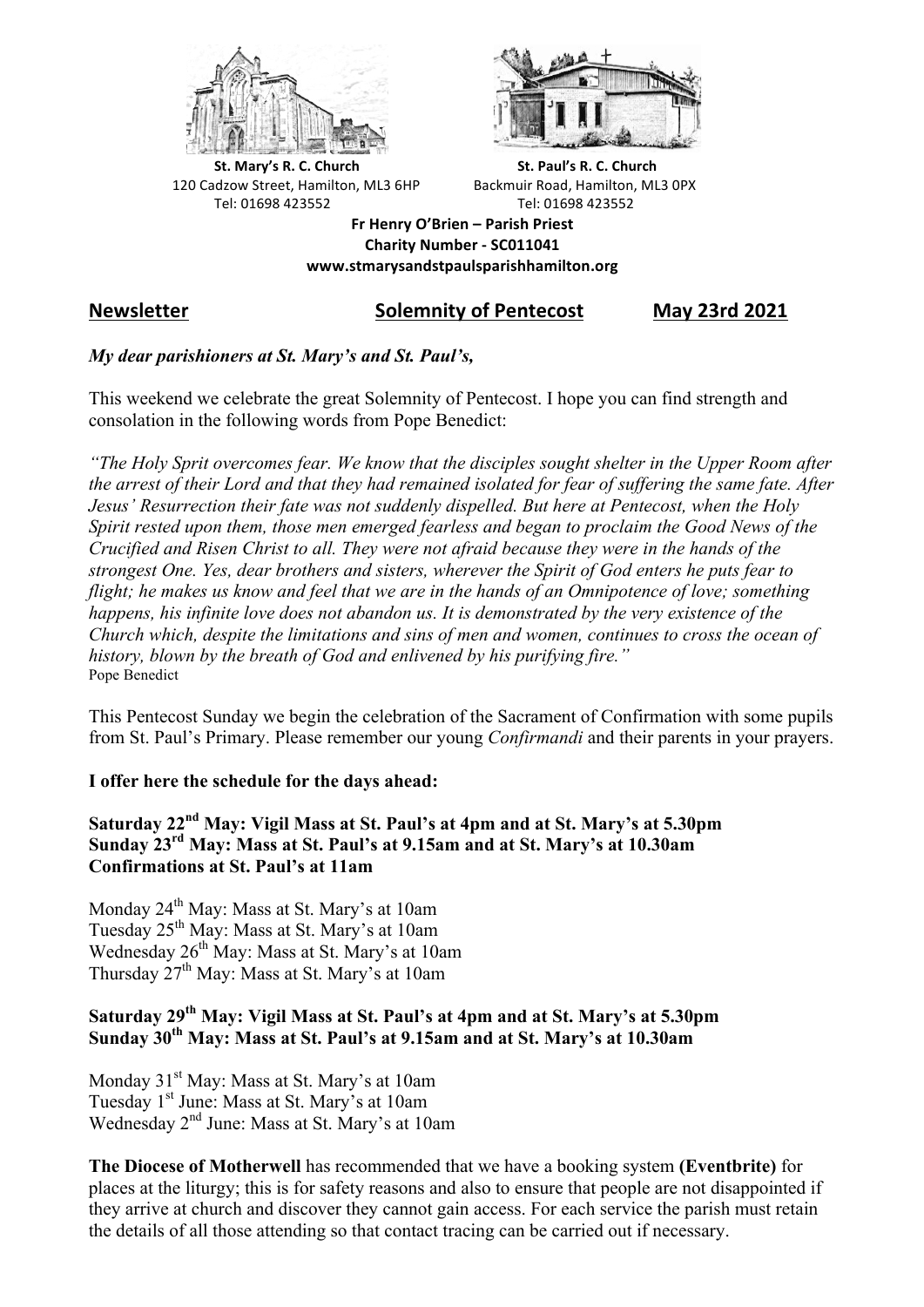**St. Mary's R. C. Church**
120 Cadzow Street, Hamilton, ML3 6HP
Tel: 01698 423552

**St. Paul's R. C. Church**
Backmuir Road, Hamilton, ML3 0PX
Tel: 01698 423552

**Fr Henry O'Brien – Parish Priest**
**Charity Number - SC011041**
**www.stmarysandstpaulsparishhamilton.org**

## Newsletter — Solemnity of Pentecost — May 23rd 2021

***My dear parishioners at St. Mary's and St. Paul's,***

This weekend we celebrate the great Solemnity of Pentecost. I hope you can find strength and consolation in the following words from Pope Benedict:

*"The Holy Sprit overcomes fear. We know that the disciples sought shelter in the Upper Room after the arrest of their Lord and that they had remained isolated for fear of suffering the same fate. After Jesus' Resurrection their fate was not suddenly dispelled. But here at Pentecost, when the Holy Spirit rested upon them, those men emerged fearless and began to proclaim the Good News of the Crucified and Risen Christ to all. They were not afraid because they were in the hands of the strongest One. Yes, dear brothers and sisters, wherever the Spirit of God enters he puts fear to flight; he makes us know and feel that we are in the hands of an Omnipotence of love; something happens, his infinite love does not abandon us. It is demonstrated by the very existence of the Church which, despite the limitations and sins of men and women, continues to cross the ocean of history, blown by the breath of God and enlivened by his purifying fire."*
Pope Benedict

This Pentecost Sunday we begin the celebration of the Sacrament of Confirmation with some pupils from St. Paul's Primary. Please remember our young *Confirmandi* and their parents in your prayers.

**I offer here the schedule for the days ahead:**

**Saturday 22nd May: Vigil Mass at St. Paul's at 4pm and at St. Mary's at 5.30pm**
**Sunday 23rd May: Mass at St. Paul's at 9.15am and at St. Mary's at 10.30am**
**Confirmations at St. Paul's at 11am**

Monday 24th May: Mass at St. Mary's at 10am
Tuesday 25th May: Mass at St. Mary's at 10am
Wednesday 26th May: Mass at St. Mary's at 10am
Thursday 27th May: Mass at St. Mary's at 10am

**Saturday 29th May: Vigil Mass at St. Paul's at 4pm and at St. Mary's at 5.30pm**
**Sunday 30th May: Mass at St. Paul's at 9.15am and at St. Mary's at 10.30am**

Monday 31st May: Mass at St. Mary's at 10am
Tuesday 1st June: Mass at St. Mary's at 10am
Wednesday 2nd June: Mass at St. Mary's at 10am

**The Diocese of Motherwell** has recommended that we have a booking system **(Eventbrite)** for places at the liturgy; this is for safety reasons and also to ensure that people are not disappointed if they arrive at church and discover they cannot gain access. For each service the parish must retain the details of all those attending so that contact tracing can be carried out if necessary.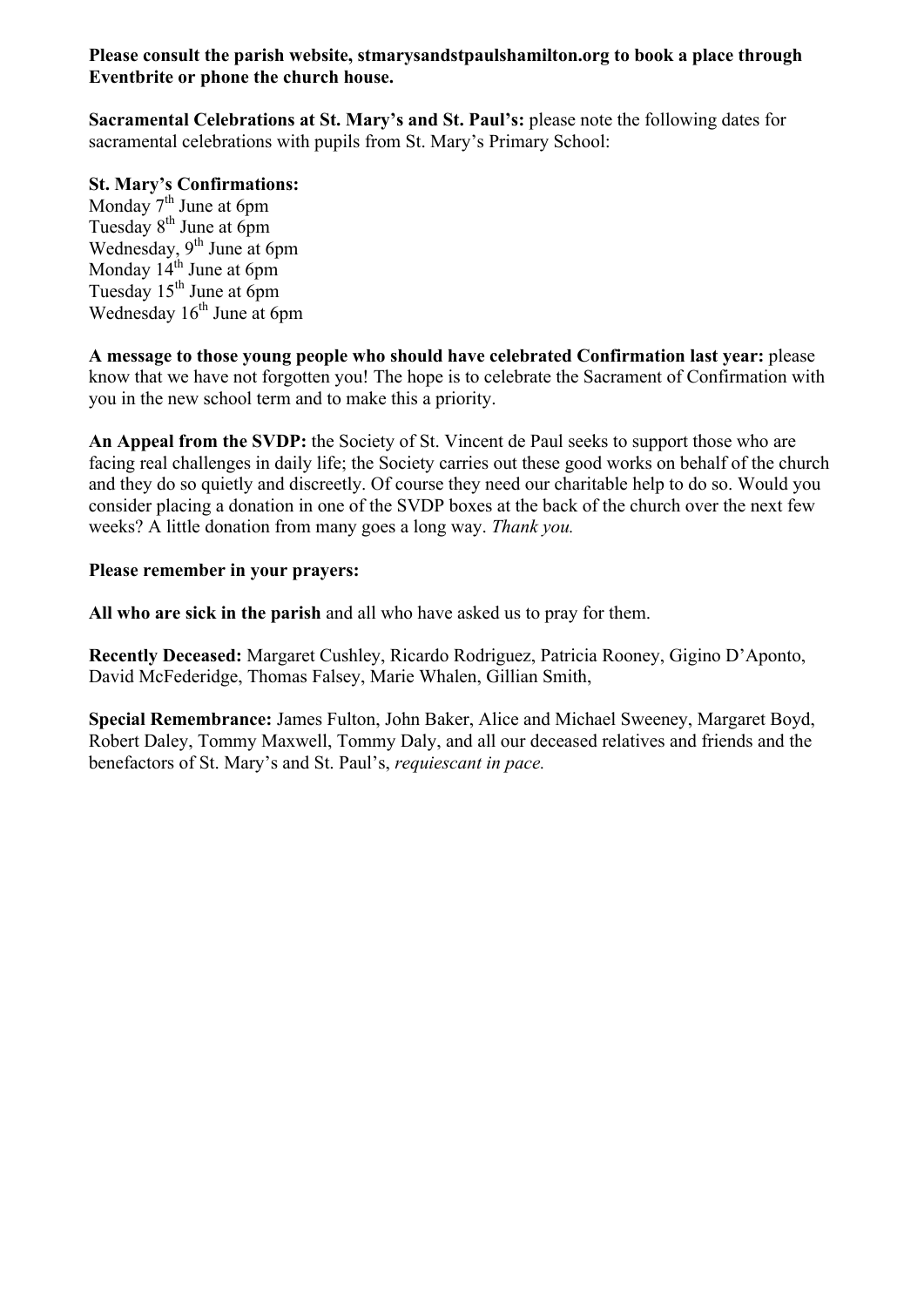**Please consult the parish website, stmarysandstpaulshamilton.org to book a place through Eventbrite or phone the church house.**

**Sacramental Celebrations at St. Mary's and St. Paul's:** please note the following dates for sacramental celebrations with pupils from St. Mary's Primary School:

**St. Mary's Confirmations:**
Monday 7th June at 6pm
Tuesday 8th June at 6pm
Wednesday, 9th June at 6pm
Monday 14th June at 6pm
Tuesday 15th June at 6pm
Wednesday 16th June at 6pm

**A message to those young people who should have celebrated Confirmation last year:** please know that we have not forgotten you! The hope is to celebrate the Sacrament of Confirmation with you in the new school term and to make this a priority.

**An Appeal from the SVDP:** the Society of St. Vincent de Paul seeks to support those who are facing real challenges in daily life; the Society carries out these good works on behalf of the church and they do so quietly and discreetly. Of course they need our charitable help to do so. Would you consider placing a donation in one of the SVDP boxes at the back of the church over the next few weeks? A little donation from many goes a long way. *Thank you.*

**Please remember in your prayers:**

**All who are sick in the parish** and all who have asked us to pray for them.

**Recently Deceased:** Margaret Cushley, Ricardo Rodriguez, Patricia Rooney, Gigino D'Aponto, David McFederidge, Thomas Falsey, Marie Whalen, Gillian Smith,

**Special Remembrance:** James Fulton, John Baker, Alice and Michael Sweeney, Margaret Boyd, Robert Daley, Tommy Maxwell, Tommy Daly, and all our deceased relatives and friends and the benefactors of St. Mary's and St. Paul's, *requiescant in pace.*